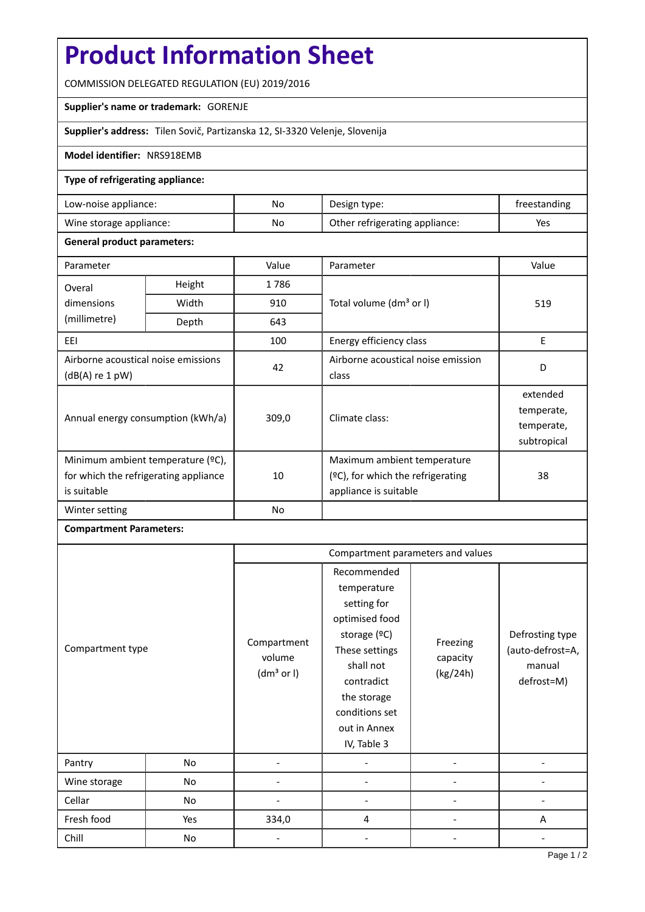# Product Information Sheet

COMMISSION DELEGATED REGULATION (EU) 2019/2016

**Supplier's name or trademark:** GORENJE

**Supplier's address:** Tilen Sovič, Partizanska 12, SI-3320 Velenje, Slovenija

**Model identifier:** NRS918EMB

**Type of refrigerating appliance:**

| Low-noise appliance: | No | Design type: | freestanding |
|---|---|---|---|
| Wine storage appliance: | No | Other refrigerating appliance: | Yes |

**General product parameters:**

| Parameter | | Value | Parameter | Value |
|---|---|---|---|---|
| Overal dimensions (millimetre) | Height | 1 786 | Total volume (dm³ or l) | 519 |
| | Width | 910 | | |
| | Depth | 643 | | |
| EEI | | 100 | Energy efficiency class | E |
| Airborne acoustical noise emissions (dB(A) re 1 pW) | | 42 | Airborne acoustical noise emission class | D |
| Annual energy consumption (kWh/a) | | 309,0 | Climate class: | extended temperate, temperate, subtropical |
| Minimum ambient temperature (ºC), for which the refrigerating appliance is suitable | | 10 | Maximum ambient temperature (ºC), for which the refrigerating appliance is suitable | 38 |
| Winter setting | | No | | |

**Compartment Parameters:**

| Compartment type | | Compartment parameters and values | | | |
|---|---|---|---|---|---|
| | | Compartment volume (dm³ or l) | Recommended temperature setting for optimised food storage (ºC) These settings shall not contradict the storage conditions set out in Annex IV, Table 3 | Freezing capacity (kg/24h) | Defrosting type (auto-defrost=A, manual defrost=M) |
| Pantry | No | - | - | - | - |
| Wine storage | No | - | - | - | - |
| Cellar | No | - | - | - | - |
| Fresh food | Yes | 334,0 | 4 | - | A |
| Chill | No | - | - | - | - |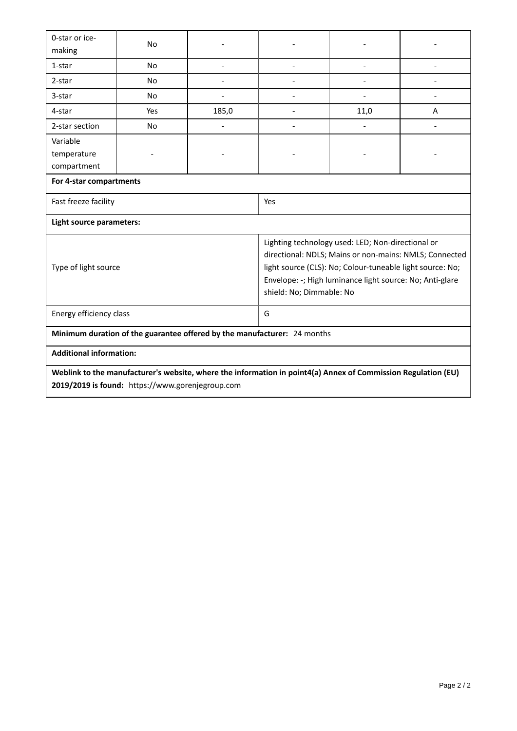| | | | | | |
|---|---|---|---|---|---|
| 0-star or ice-making | No | - | - | - | - |
| 1-star | No | - | - | - | - |
| 2-star | No | - | - | - | - |
| 3-star | No | - | - | - | - |
| 4-star | Yes | 185,0 | - | 11,0 | A |
| 2-star section | No | - | - | - | - |
| Variable temperature compartment | - | - | - | - | - |

| | |
|---|---|
| **For 4-star compartments** | |
| Fast freeze facility | Yes |
| **Light source parameters:** | |
| Type of light source | Lighting technology used: LED; Non-directional or directional: NDLS; Mains or non-mains: NMLS; Connected light source (CLS): No; Colour-tuneable light source: No; Envelope: -; High luminance light source: No; Anti-glare shield: No; Dimmable: No |
| Energy efficiency class | G |

**Minimum duration of the guarantee offered by the manufacturer:** 24 months

**Additional information:**

**Weblink to the manufacturer's website, where the information in point4(a) Annex of Commission Regulation (EU) 2019/2019 is found:** https://www.gorenjegroup.com